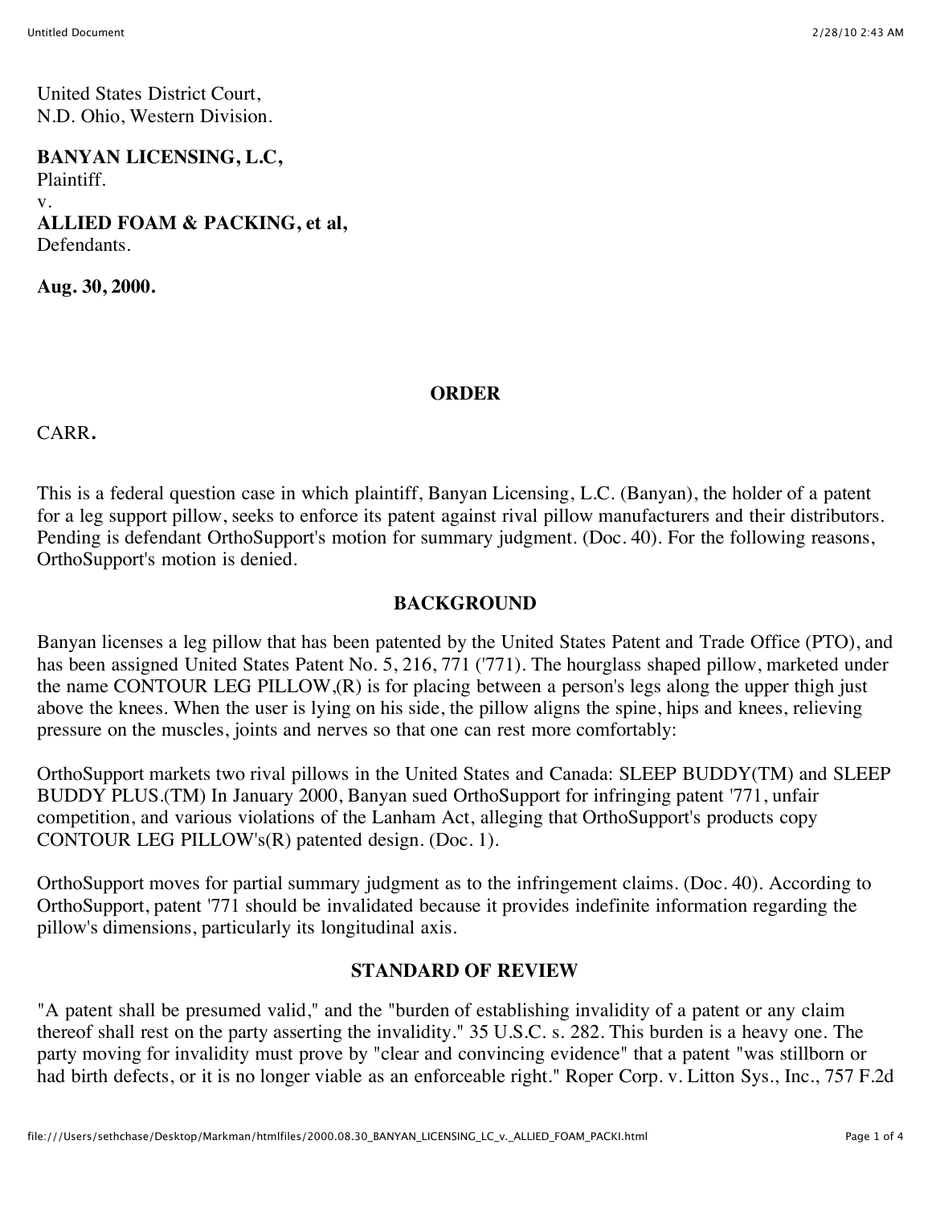United States District Court,
N.D. Ohio, Western Division.

**BANYAN LICENSING, L.C,**
Plaintiff.
v.
**ALLIED FOAM & PACKING, et al,**
Defendants.

**Aug. 30, 2000.**

## ORDER

CARR.

This is a federal question case in which plaintiff, Banyan Licensing, L.C. (Banyan), the holder of a patent for a leg support pillow, seeks to enforce its patent against rival pillow manufacturers and their distributors. Pending is defendant OrthoSupport's motion for summary judgment. (Doc. 40). For the following reasons, OrthoSupport's motion is denied.

## BACKGROUND

Banyan licenses a leg pillow that has been patented by the United States Patent and Trade Office (PTO), and has been assigned United States Patent No. 5, 216, 771 ('771). The hourglass shaped pillow, marketed under the name CONTOUR LEG PILLOW,(R) is for placing between a person's legs along the upper thigh just above the knees. When the user is lying on his side, the pillow aligns the spine, hips and knees, relieving pressure on the muscles, joints and nerves so that one can rest more comfortably:

OrthoSupport markets two rival pillows in the United States and Canada: SLEEP BUDDY(TM) and SLEEP BUDDY PLUS.(TM) In January 2000, Banyan sued OrthoSupport for infringing patent '771, unfair competition, and various violations of the Lanham Act, alleging that OrthoSupport's products copy CONTOUR LEG PILLOW's(R) patented design. (Doc. 1).

OrthoSupport moves for partial summary judgment as to the infringement claims. (Doc. 40). According to OrthoSupport, patent '771 should be invalidated because it provides indefinite information regarding the pillow's dimensions, particularly its longitudinal axis.

## STANDARD OF REVIEW

"A patent shall be presumed valid," and the "burden of establishing invalidity of a patent or any claim thereof shall rest on the party asserting the invalidity." 35 U.S.C. s. 282. This burden is a heavy one. The party moving for invalidity must prove by "clear and convincing evidence" that a patent "was stillborn or had birth defects, or it is no longer viable as an enforceable right." Roper Corp. v. Litton Sys., Inc., 757 F.2d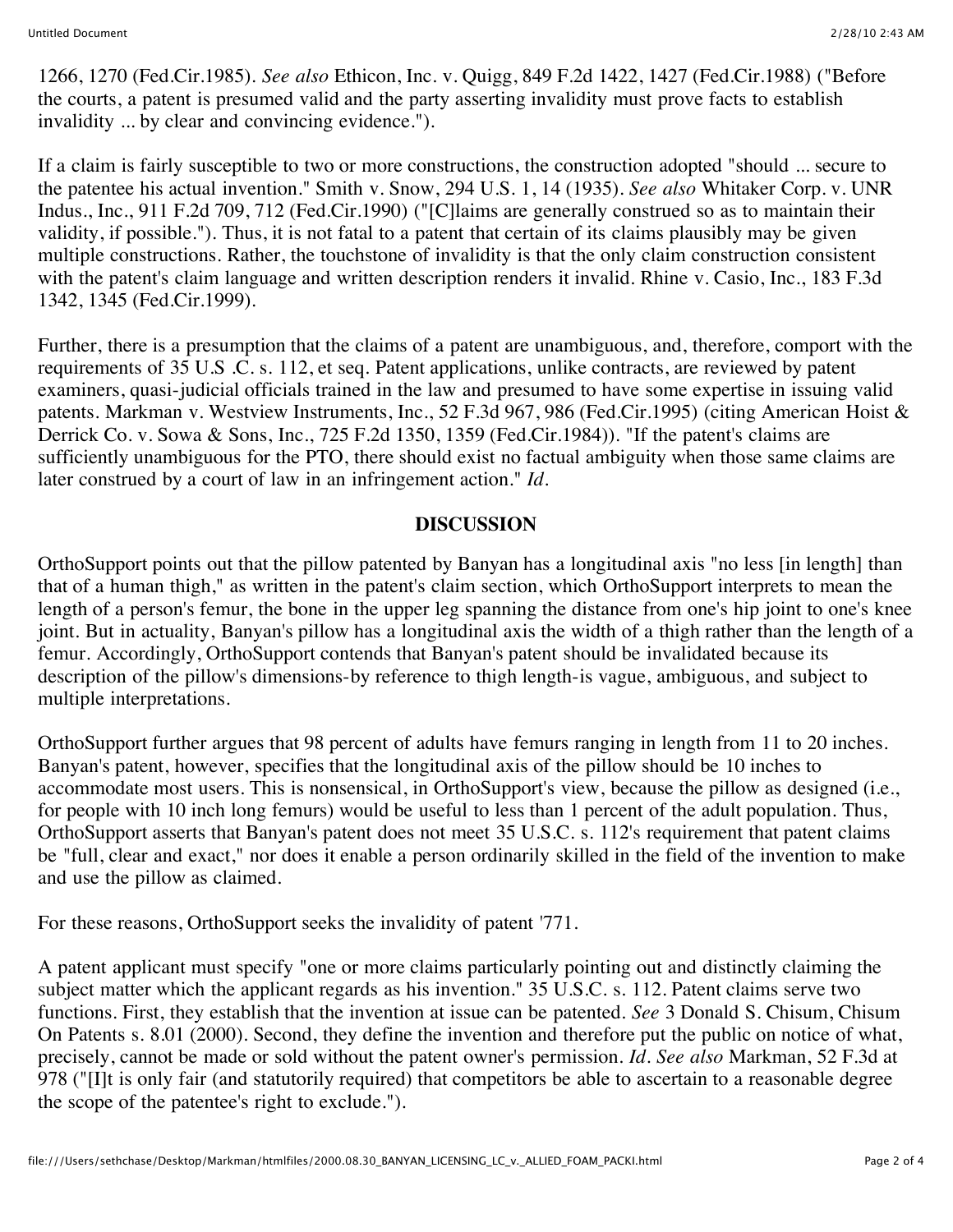1266, 1270 (Fed.Cir.1985). *See also* Ethicon, Inc. v. Quigg, 849 F.2d 1422, 1427 (Fed.Cir.1988) ("Before the courts, a patent is presumed valid and the party asserting invalidity must prove facts to establish invalidity ... by clear and convincing evidence.").

If a claim is fairly susceptible to two or more constructions, the construction adopted "should ... secure to the patentee his actual invention." Smith v. Snow, 294 U.S. 1, 14 (1935). *See also* Whitaker Corp. v. UNR Indus., Inc., 911 F.2d 709, 712 (Fed.Cir.1990) ("[C]laims are generally construed so as to maintain their validity, if possible."). Thus, it is not fatal to a patent that certain of its claims plausibly may be given multiple constructions. Rather, the touchstone of invalidity is that the only claim construction consistent with the patent's claim language and written description renders it invalid. Rhine v. Casio, Inc., 183 F.3d 1342, 1345 (Fed.Cir.1999).

Further, there is a presumption that the claims of a patent are unambiguous, and, therefore, comport with the requirements of 35 U.S .C. s. 112, et seq. Patent applications, unlike contracts, are reviewed by patent examiners, quasi-judicial officials trained in the law and presumed to have some expertise in issuing valid patents. Markman v. Westview Instruments, Inc., 52 F.3d 967, 986 (Fed.Cir.1995) (citing American Hoist & Derrick Co. v. Sowa & Sons, Inc., 725 F.2d 1350, 1359 (Fed.Cir.1984)). "If the patent's claims are sufficiently unambiguous for the PTO, there should exist no factual ambiguity when those same claims are later construed by a court of law in an infringement action." *Id.*

**DISCUSSION**

OrthoSupport points out that the pillow patented by Banyan has a longitudinal axis "no less [in length] than that of a human thigh," as written in the patent's claim section, which OrthoSupport interprets to mean the length of a person's femur, the bone in the upper leg spanning the distance from one's hip joint to one's knee joint. But in actuality, Banyan's pillow has a longitudinal axis the width of a thigh rather than the length of a femur. Accordingly, OrthoSupport contends that Banyan's patent should be invalidated because its description of the pillow's dimensions-by reference to thigh length-is vague, ambiguous, and subject to multiple interpretations.

OrthoSupport further argues that 98 percent of adults have femurs ranging in length from 11 to 20 inches. Banyan's patent, however, specifies that the longitudinal axis of the pillow should be 10 inches to accommodate most users. This is nonsensical, in OrthoSupport's view, because the pillow as designed (i.e., for people with 10 inch long femurs) would be useful to less than 1 percent of the adult population. Thus, OrthoSupport asserts that Banyan's patent does not meet 35 U.S.C. s. 112's requirement that patent claims be "full, clear and exact," nor does it enable a person ordinarily skilled in the field of the invention to make and use the pillow as claimed.

For these reasons, OrthoSupport seeks the invalidity of patent '771.

A patent applicant must specify "one or more claims particularly pointing out and distinctly claiming the subject matter which the applicant regards as his invention." 35 U.S.C. s. 112. Patent claims serve two functions. First, they establish that the invention at issue can be patented. *See* 3 Donald S. Chisum, Chisum On Patents s. 8.01 (2000). Second, they define the invention and therefore put the public on notice of what, precisely, cannot be made or sold without the patent owner's permission. *Id. See also* Markman, 52 F.3d at 978 ("[I]t is only fair (and statutorily required) that competitors be able to ascertain to a reasonable degree the scope of the patentee's right to exclude.").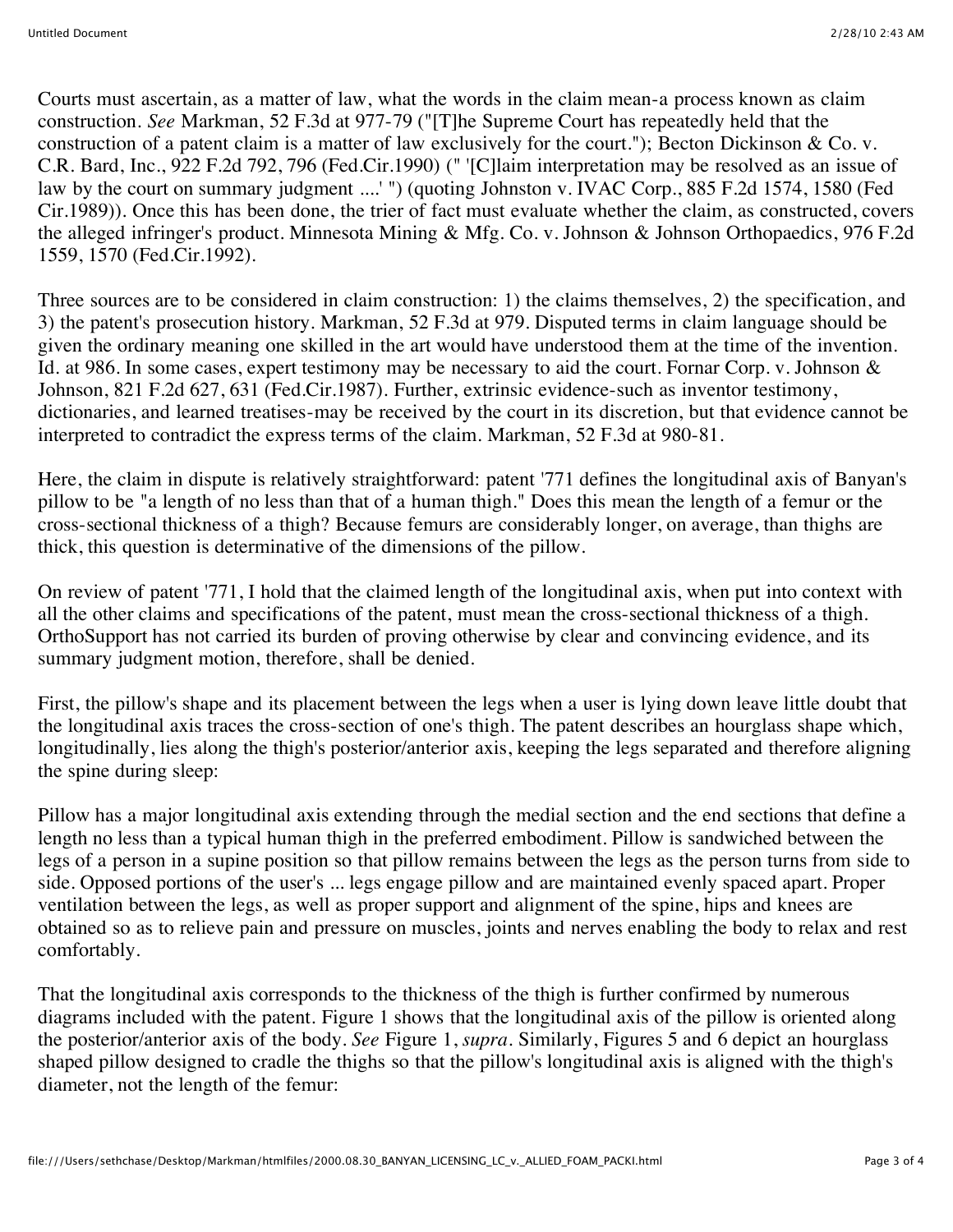Courts must ascertain, as a matter of law, what the words in the claim mean-a process known as claim construction. *See* Markman, 52 F.3d at 977-79 ("[T]he Supreme Court has repeatedly held that the construction of a patent claim is a matter of law exclusively for the court."); Becton Dickinson & Co. v. C.R. Bard, Inc., 922 F.2d 792, 796 (Fed.Cir.1990) (" '[C]laim interpretation may be resolved as an issue of law by the court on summary judgment ....' ") (quoting Johnston v. IVAC Corp., 885 F.2d 1574, 1580 (Fed Cir.1989)). Once this has been done, the trier of fact must evaluate whether the claim, as constructed, covers the alleged infringer's product. Minnesota Mining & Mfg. Co. v. Johnson & Johnson Orthopaedics, 976 F.2d 1559, 1570 (Fed.Cir.1992).

Three sources are to be considered in claim construction: 1) the claims themselves, 2) the specification, and 3) the patent's prosecution history. Markman, 52 F.3d at 979. Disputed terms in claim language should be given the ordinary meaning one skilled in the art would have understood them at the time of the invention. Id. at 986. In some cases, expert testimony may be necessary to aid the court. Fornar Corp. v. Johnson & Johnson, 821 F.2d 627, 631 (Fed.Cir.1987). Further, extrinsic evidence-such as inventor testimony, dictionaries, and learned treatises-may be received by the court in its discretion, but that evidence cannot be interpreted to contradict the express terms of the claim. Markman, 52 F.3d at 980-81.

Here, the claim in dispute is relatively straightforward: patent '771 defines the longitudinal axis of Banyan's pillow to be "a length of no less than that of a human thigh." Does this mean the length of a femur or the cross-sectional thickness of a thigh? Because femurs are considerably longer, on average, than thighs are thick, this question is determinative of the dimensions of the pillow.

On review of patent '771, I hold that the claimed length of the longitudinal axis, when put into context with all the other claims and specifications of the patent, must mean the cross-sectional thickness of a thigh. OrthoSupport has not carried its burden of proving otherwise by clear and convincing evidence, and its summary judgment motion, therefore, shall be denied.

First, the pillow's shape and its placement between the legs when a user is lying down leave little doubt that the longitudinal axis traces the cross-section of one's thigh. The patent describes an hourglass shape which, longitudinally, lies along the thigh's posterior/anterior axis, keeping the legs separated and therefore aligning the spine during sleep:

Pillow has a major longitudinal axis extending through the medial section and the end sections that define a length no less than a typical human thigh in the preferred embodiment. Pillow is sandwiched between the legs of a person in a supine position so that pillow remains between the legs as the person turns from side to side. Opposed portions of the user's ... legs engage pillow and are maintained evenly spaced apart. Proper ventilation between the legs, as well as proper support and alignment of the spine, hips and knees are obtained so as to relieve pain and pressure on muscles, joints and nerves enabling the body to relax and rest comfortably.

That the longitudinal axis corresponds to the thickness of the thigh is further confirmed by numerous diagrams included with the patent. Figure 1 shows that the longitudinal axis of the pillow is oriented along the posterior/anterior axis of the body. *See* Figure 1, *supra*. Similarly, Figures 5 and 6 depict an hourglass shaped pillow designed to cradle the thighs so that the pillow's longitudinal axis is aligned with the thigh's diameter, not the length of the femur: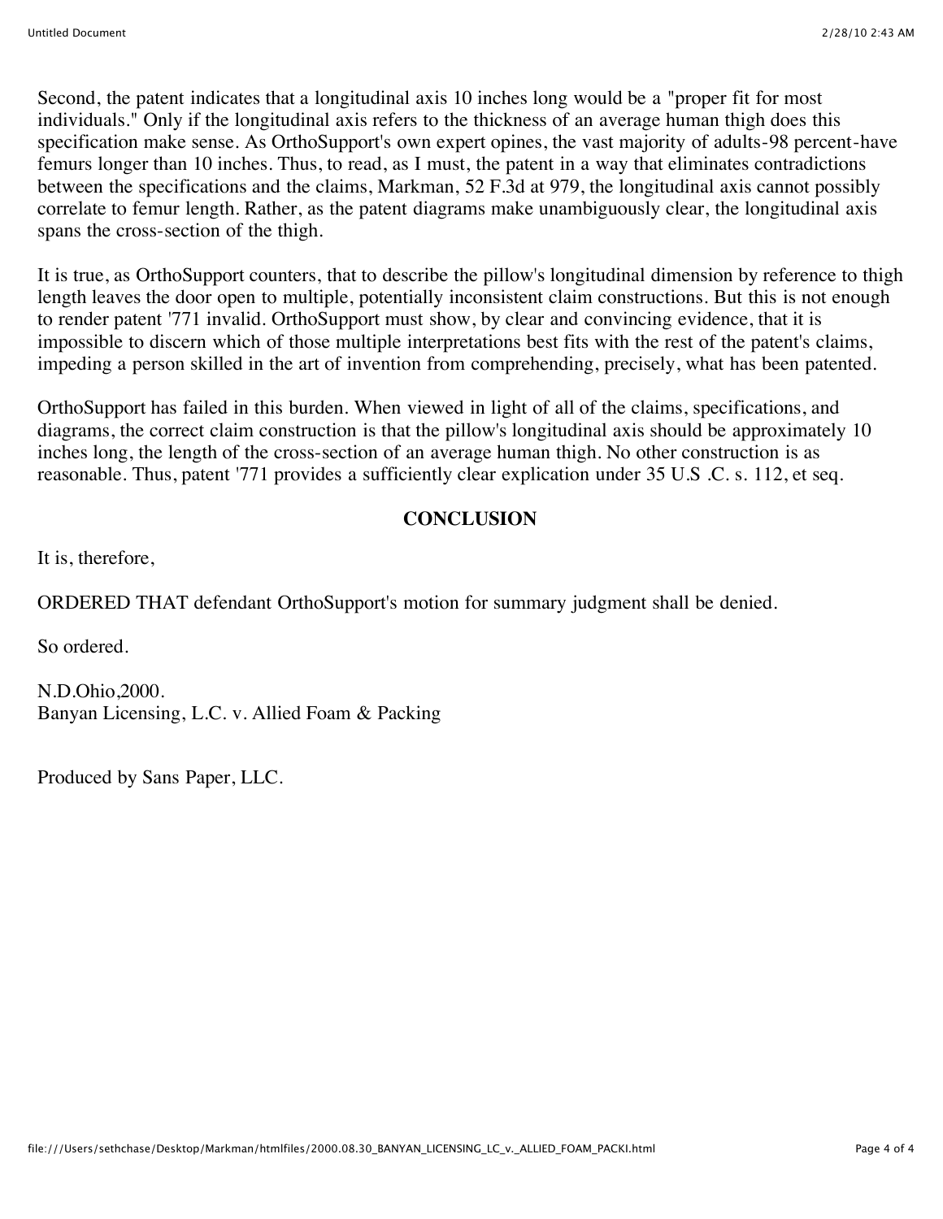Second, the patent indicates that a longitudinal axis 10 inches long would be a "proper fit for most individuals." Only if the longitudinal axis refers to the thickness of an average human thigh does this specification make sense. As OrthoSupport's own expert opines, the vast majority of adults-98 percent-have femurs longer than 10 inches. Thus, to read, as I must, the patent in a way that eliminates contradictions between the specifications and the claims, Markman, 52 F.3d at 979, the longitudinal axis cannot possibly correlate to femur length. Rather, as the patent diagrams make unambiguously clear, the longitudinal axis spans the cross-section of the thigh.

It is true, as OrthoSupport counters, that to describe the pillow's longitudinal dimension by reference to thigh length leaves the door open to multiple, potentially inconsistent claim constructions. But this is not enough to render patent '771 invalid. OrthoSupport must show, by clear and convincing evidence, that it is impossible to discern which of those multiple interpretations best fits with the rest of the patent's claims, impeding a person skilled in the art of invention from comprehending, precisely, what has been patented.

OrthoSupport has failed in this burden. When viewed in light of all of the claims, specifications, and diagrams, the correct claim construction is that the pillow's longitudinal axis should be approximately 10 inches long, the length of the cross-section of an average human thigh. No other construction is as reasonable. Thus, patent '771 provides a sufficiently clear explication under 35 U.S .C. s. 112, et seq.

## CONCLUSION

It is, therefore,

ORDERED THAT defendant OrthoSupport's motion for summary judgment shall be denied.

So ordered.

N.D.Ohio,2000.
Banyan Licensing, L.C. v. Allied Foam & Packing

Produced by Sans Paper, LLC.